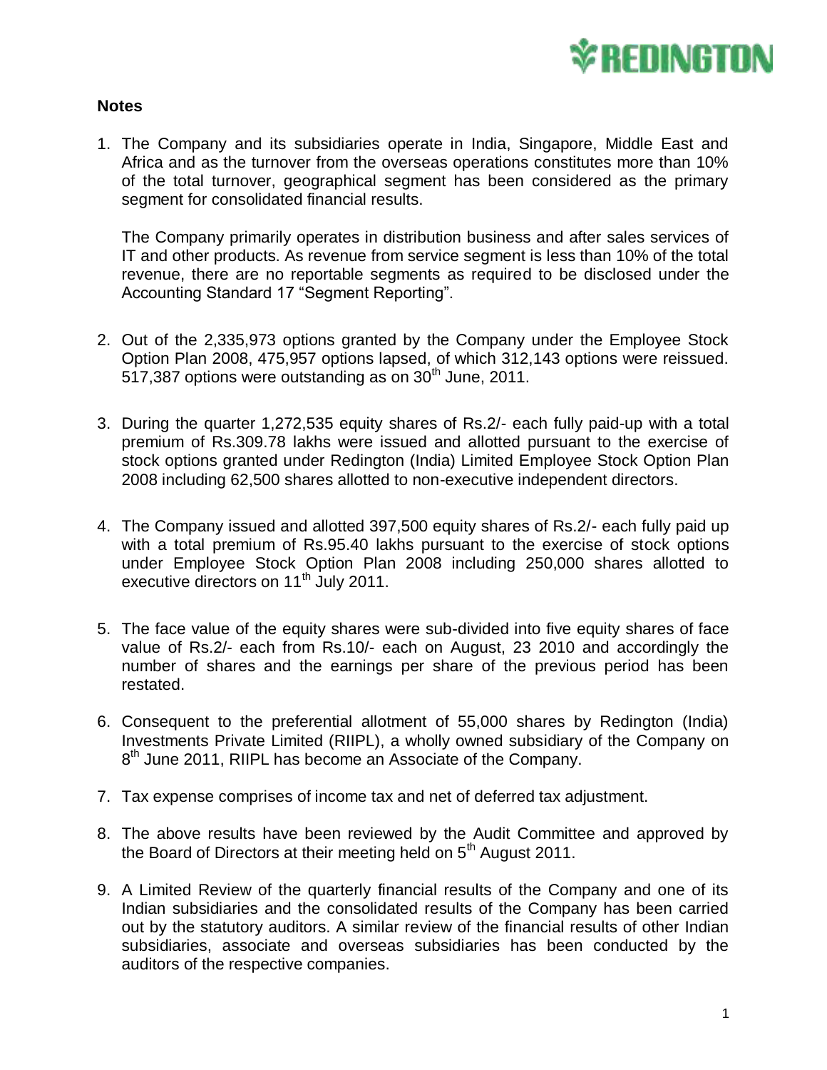## Notes

1. The Company and its subsidiaries operate in India, Singapore, Middle East and Africa and as the turnover from the overseas operations constitutes more than 10% of the total turnover, geographical segment has been considered as the primary segment for consolidated financial results.

   The Company primarily operates in distribution business and after sales services of IT and other products. As revenue from service segment is less than 10% of the total revenue, there are no reportable segments as required to be disclosed under the Accounting Standard 17 "Segment Reporting".

2. Out of the 2,335,973 options granted by the Company under the Employee Stock Option Plan 2008, 475,957 options lapsed, of which 312,143 options were reissued. 517,387 options were outstanding as on 30th June, 2011.

3. During the quarter 1,272,535 equity shares of Rs.2/- each fully paid-up with a total premium of Rs.309.78 lakhs were issued and allotted pursuant to the exercise of stock options granted under Redington (India) Limited Employee Stock Option Plan 2008 including 62,500 shares allotted to non-executive independent directors.

4. The Company issued and allotted 397,500 equity shares of Rs.2/- each fully paid up with a total premium of Rs.95.40 lakhs pursuant to the exercise of stock options under Employee Stock Option Plan 2008 including 250,000 shares allotted to executive directors on 11th July 2011.

5. The face value of the equity shares were sub-divided into five equity shares of face value of Rs.2/- each from Rs.10/- each on August, 23 2010 and accordingly the number of shares and the earnings per share of the previous period has been restated.

6. Consequent to the preferential allotment of 55,000 shares by Redington (India) Investments Private Limited (RIIPL), a wholly owned subsidiary of the Company on 8th June 2011, RIIPL has become an Associate of the Company.

7. Tax expense comprises of income tax and net of deferred tax adjustment.

8. The above results have been reviewed by the Audit Committee and approved by the Board of Directors at their meeting held on 5th August 2011.

9. A Limited Review of the quarterly financial results of the Company and one of its Indian subsidiaries and the consolidated results of the Company has been carried out by the statutory auditors. A similar review of the financial results of other Indian subsidiaries, associate and overseas subsidiaries has been conducted by the auditors of the respective companies.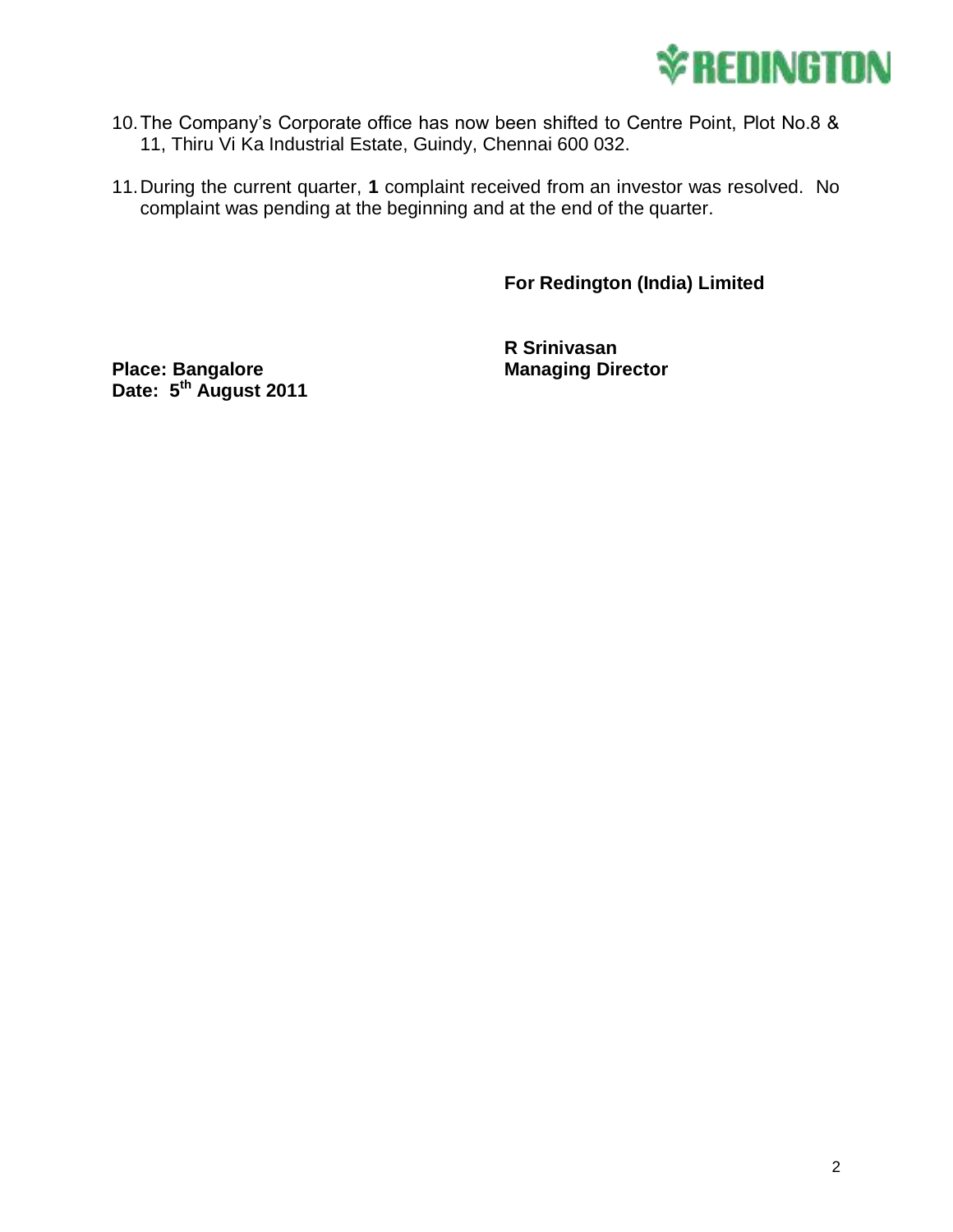10. The Company's Corporate office has now been shifted to Centre Point, Plot No.8 & 11, Thiru Vi Ka Industrial Estate, Guindy, Chennai 600 032.

11. During the current quarter, **1** complaint received from an investor was resolved. No complaint was pending at the beginning and at the end of the quarter.

**For Redington (India) Limited**

**R Srinivasan**
**Managing Director**

**Place: Bangalore**
**Date: 5th August 2011**